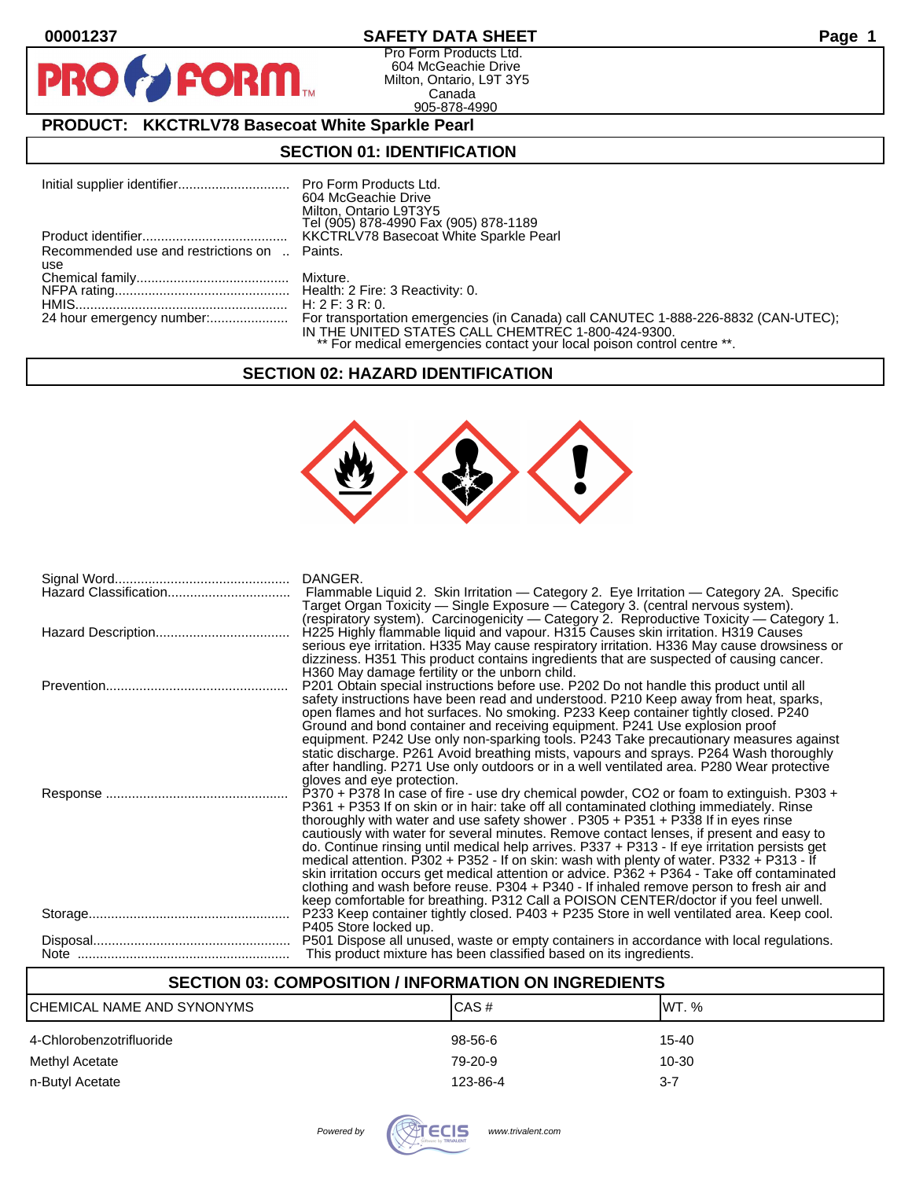00001237

# SAFETY DATA SHEET

Pro Form Products Ltd.
604 McGeachie Drive
Milton, Ontario, L9T 3Y5
Canada
905-878-4990

## PRODUCT: KKCTRLV78 Basecoat White Sparkle Pearl

## SECTION 01: IDENTIFICATION

| | |
|---|---|
| Initial supplier identifier | Pro Form Products Ltd. 604 McGeachie Drive Milton, Ontario L9T3Y5 Tel (905) 878-4990 Fax (905) 878-1189 |
| Product identifier | KKCTRLV78 Basecoat White Sparkle Pearl |
| Recommended use and restrictions on use | Paints. |
| Chemical family | Mixture. |
| NFPA rating | Health: 2 Fire: 3 Reactivity: 0. |
| HMIS | H: 2 F: 3 R: 0. |
| 24 hour emergency number: | For transportation emergencies (in Canada) call CANUTEC 1-888-226-8832 (CAN-UTEC); IN THE UNITED STATES CALL CHEMTREC 1-800-424-9300. ** For medical emergencies contact your local poison control centre **. |

## SECTION 02: HAZARD IDENTIFICATION

| | |
|---|---|
| Signal Word | DANGER. |
| Hazard Classification | Flammable Liquid 2. Skin Irritation — Category 2. Eye Irritation — Category 2A. Specific Target Organ Toxicity — Single Exposure — Category 3. (central nervous system). (respiratory system). Carcinogenicity — Category 2. Reproductive Toxicity — Category 1. |
| Hazard Description | H225 Highly flammable liquid and vapour. H315 Causes skin irritation. H319 Causes serious eye irritation. H335 May cause respiratory irritation. H336 May cause drowsiness or dizziness. H351 This product contains ingredients that are suspected of causing cancer. H360 May damage fertility or the unborn child. |
| Prevention | P201 Obtain special instructions before use. P202 Do not handle this product until all safety instructions have been read and understood. P210 Keep away from heat, sparks, open flames and hot surfaces. No smoking. P233 Keep container tightly closed. P240 Ground and bond container and receiving equipment. P241 Use explosion proof equipment. P242 Use only non-sparking tools. P243 Take precautionary measures against static discharge. P261 Avoid breathing mists, vapours and sprays. P264 Wash thoroughly after handling. P271 Use only outdoors or in a well ventilated area. P280 Wear protective gloves and eye protection. |
| Response | P370 + P378 In case of fire - use dry chemical powder, CO2 or foam to extinguish. P303 + P361 + P353 If on skin or in hair: take off all contaminated clothing immediately. Rinse thoroughly with water and use safety shower . P305 + P351 + P338 If in eyes rinse cautiously with water for several minutes. Remove contact lenses, if present and easy to do. Continue rinsing until medical help arrives. P337 + P313 - If eye irritation persists get medical attention. P302 + P352 - If on skin: wash with plenty of water. P332 + P313 - If skin irritation occurs get medical attention or advice. P362 + P364 - Take off contaminated clothing and wash before reuse. P304 + P340 - If inhaled remove person to fresh air and keep comfortable for breathing. P312 Call a POISON CENTER/doctor if you feel unwell. |
| Storage | P233 Keep container tightly closed. P403 + P235 Store in well ventilated area. Keep cool. P405 Store locked up. |
| Disposal | P501 Dispose all unused, waste or empty containers in accordance with local regulations. |
| Note | This product mixture has been classified based on its ingredients. |

## SECTION 03: COMPOSITION / INFORMATION ON INGREDIENTS

| CHEMICAL NAME AND SYNONYMS | CAS # | WT. % |
|---|---|---|
| 4-Chlorobenzotrifluoride | 98-56-6 | 15-40 |
| Methyl Acetate | 79-20-9 | 10-30 |
| n-Butyl Acetate | 123-86-4 | 3-7 |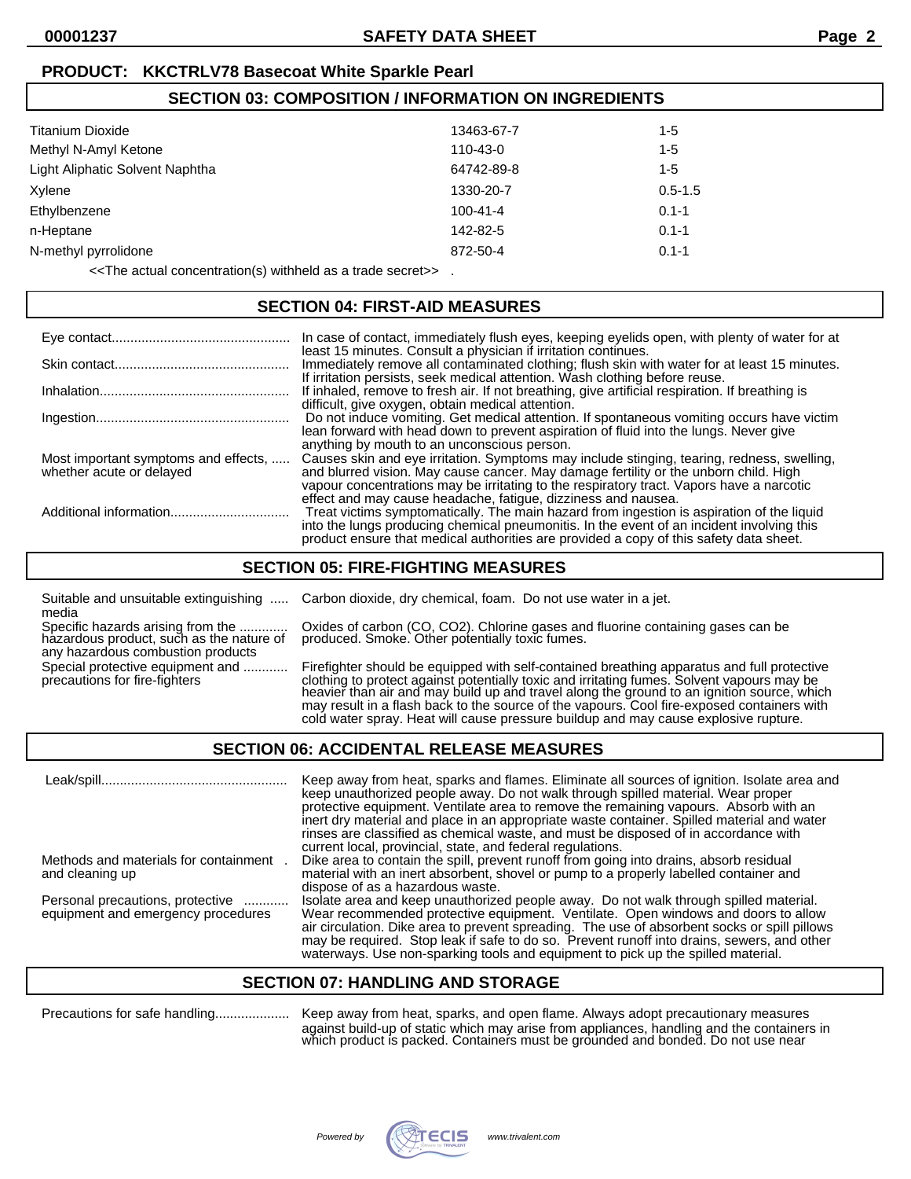**PRODUCT: KKCTRLV78 Basecoat White Sparkle Pearl**

## SECTION 03: COMPOSITION / INFORMATION ON INGREDIENTS

| | | |
|---|---|---|
| Titanium Dioxide | 13463-67-7 | 1-5 |
| Methyl N-Amyl Ketone | 110-43-0 | 1-5 |
| Light Aliphatic Solvent Naphtha | 64742-89-8 | 1-5 |
| Xylene | 1330-20-7 | 0.5-1.5 |
| Ethylbenzene | 100-41-4 | 0.1-1 |
| n-Heptane | 142-82-5 | 0.1-1 |
| N-methyl pyrrolidone | 872-50-4 | 0.1-1 |

<<The actual concentration(s) withheld as a trade secret>> .

## SECTION 04: FIRST-AID MEASURES

**Eye contact:** In case of contact, immediately flush eyes, keeping eyelids open, with plenty of water for at least 15 minutes. Consult a physician if irritation continues.

**Skin contact:** Immediately remove all contaminated clothing; flush skin with water for at least 15 minutes. If irritation persists, seek medical attention. Wash clothing before reuse.

**Inhalation:** If inhaled, remove to fresh air. If not breathing, give artificial respiration. If breathing is difficult, give oxygen, obtain medical attention.

**Ingestion:** Do not induce vomiting. Get medical attention. If spontaneous vomiting occurs have victim lean forward with head down to prevent aspiration of fluid into the lungs. Never give anything by mouth to an unconscious person.

**Most important symptoms and effects, whether acute or delayed:** Causes skin and eye irritation. Symptoms may include stinging, tearing, redness, swelling, and blurred vision. May cause cancer. May damage fertility or the unborn child. High vapour concentrations may be irritating to the respiratory tract. Vapors have a narcotic effect and may cause headache, fatigue, dizziness and nausea.

**Additional information:** Treat victims symptomatically. The main hazard from ingestion is aspiration of the liquid into the lungs producing chemical pneumonitis. In the event of an incident involving this product ensure that medical authorities are provided a copy of this safety data sheet.

## SECTION 05: FIRE-FIGHTING MEASURES

**Suitable and unsuitable extinguishing media:** Carbon dioxide, dry chemical, foam. Do not use water in a jet.

**Specific hazards arising from the hazardous product, such as the nature of any hazardous combustion products:** Oxides of carbon (CO, $CO_2$). Chlorine gases and fluorine containing gases can be produced. Smoke. Other potentially toxic fumes.

**Special protective equipment and precautions for fire-fighters:** Firefighter should be equipped with self-contained breathing apparatus and full protective clothing to protect against potentially toxic and irritating fumes. Solvent vapours may be heavier than air and may build up and travel along the ground to an ignition source, which may result in a flash back to the source of the vapours. Cool fire-exposed containers with cold water spray. Heat will cause pressure buildup and may cause explosive rupture.

## SECTION 06: ACCIDENTAL RELEASE MEASURES

**Leak/spill:** Keep away from heat, sparks and flames. Eliminate all sources of ignition. Isolate area and keep unauthorized people away. Do not walk through spilled material. Wear proper protective equipment. Ventilate area to remove the remaining vapours. Absorb with an inert dry material and place in an appropriate waste container. Spilled material and water rinses are classified as chemical waste, and must be disposed of in accordance with current local, provincial, state, and federal regulations.

**Methods and materials for containment and cleaning up:** Dike area to contain the spill, prevent runoff from going into drains, absorb residual material with an inert absorbent, shovel or pump to a properly labelled container and dispose of as a hazardous waste.

**Personal precautions, protective equipment and emergency procedures:** Isolate area and keep unauthorized people away. Do not walk through spilled material. Wear recommended protective equipment. Ventilate. Open windows and doors to allow air circulation. Dike area to prevent spreading. The use of absorbent socks or spill pillows may be required. Stop leak if safe to do so. Prevent runoff into drains, sewers, and other waterways. Use non-sparking tools and equipment to pick up the spilled material.

## SECTION 07: HANDLING AND STORAGE

**Precautions for safe handling:** Keep away from heat, sparks, and open flame. Always adopt precautionary measures against build-up of static which may arise from appliances, handling and the containers in which product is packed. Containers must be grounded and bonded. Do not use near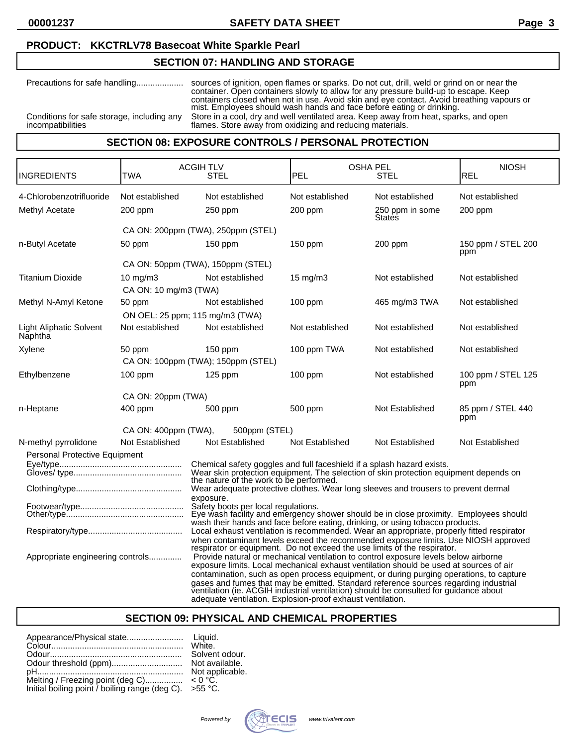**PRODUCT: KKCTRLV78 Basecoat White Sparkle Pearl**

## SECTION 07: HANDLING AND STORAGE

Precautions for safe handling.................... sources of ignition, open flames or sparks. Do not cut, drill, weld or grind on or near the container. Open containers slowly to allow for any pressure build-up to escape. Keep containers closed when not in use. Avoid skin and eye contact. Avoid breathing vapours or mist. Employees should wash hands and face before eating or drinking.

Conditions for safe storage, including any incompatibilities: Store in a cool, dry and well ventilated area. Keep away from heat, sparks, and open flames. Store away from oxidizing and reducing materials.

## SECTION 08: EXPOSURE CONTROLS / PERSONAL PROTECTION

| INGREDIENTS | ACGIH TLV TWA | ACGIH TLV STEL | OSHA PEL PEL | OSHA PEL STEL | NIOSH REL |
|---|---|---|---|---|---|
| 4-Chlorobenzotrifluoride | Not established | Not established | Not established | Not established | Not established |
| Methyl Acetate | 200 ppm | 250 ppm | 200 ppm | 250 ppm in some States | 200 ppm |
| | CA ON: 200ppm (TWA), 250ppm (STEL) | | | | |
| n-Butyl Acetate | 50 ppm | 150 ppm | 150 ppm | 200 ppm | 150 ppm / STEL 200 ppm |
| | CA ON: 50ppm (TWA), 150ppm (STEL) | | | | |
| Titanium Dioxide | 10 mg/m3 | Not established | 15 mg/m3 | Not established | Not established |
| | CA ON: 10 mg/m3 (TWA) | | | | |
| Methyl N-Amyl Ketone | 50 ppm | Not established | 100 ppm | 465 mg/m3 TWA | Not established |
| | ON OEL: 25 ppm; 115 mg/m3 (TWA) | | | | |
| Light Aliphatic Solvent Naphtha | Not established | Not established | Not established | Not established | Not established |
| Xylene | 50 ppm | 150 ppm | 100 ppm TWA | Not established | Not established |
| | CA ON: 100ppm (TWA); 150ppm (STEL) | | | | |
| Ethylbenzene | 100 ppm | 125 ppm | 100 ppm | Not established | 100 ppm / STEL 125 ppm |
| | CA ON: 20ppm (TWA) | | | | |
| n-Heptane | 400 ppm | 500 ppm | 500 ppm | Not Established | 85 ppm / STEL 440 ppm |
| | CA ON: 400ppm (TWA), | 500ppm (STEL) | | | |
| N-methyl pyrrolidone | Not Established | Not Established | Not Established | Not Established | Not Established |

Personal Protective Equipment

Eye/type.................................................... Chemical safety goggles and full faceshield if a splash hazard exists.

Gloves/ type............................................. Wear skin protection equipment. The selection of skin protection equipment depends on the nature of the work to be performed.

Clothing/type............................................ Wear adequate protective clothes. Wear long sleeves and trousers to prevent dermal exposure.

Footwear/type........................................... Safety boots per local regulations.

Other/type................................................. Eye wash facility and emergency shower should be in close proximity. Employees should wash their hands and face before eating, drinking, or using tobacco products.

Respiratory/type....................................... Local exhaust ventilation is recommended. Wear an appropriate, properly fitted respirator when contaminant levels exceed the recommended exposure limits. Use NIOSH approved respirator or equipment. Do not exceed the use limits of the respirator.

Appropriate engineering controls............. Provide natural or mechanical ventilation to control exposure levels below airborne exposure limits. Local mechanical exhaust ventilation should be used at sources of air contamination, such as open process equipment, or during purging operations, to capture gases and fumes that may be emitted. Standard reference sources regarding industrial ventilation (ie. ACGIH industrial ventilation) should be consulted for guidance about adequate ventilation. Explosion-proof exhaust ventilation.

## SECTION 09: PHYSICAL AND CHEMICAL PROPERTIES

Appearance/Physical state........................ Liquid.
Colour........................................................ White.
Odour........................................................ Solvent odour.
Odour threshold (ppm).............................. Not available.
pH.............................................................. Not applicable.
Melting / Freezing point (deg C)................ < 0 °C.
Initial boiling point / boiling range (deg C). >55 °C.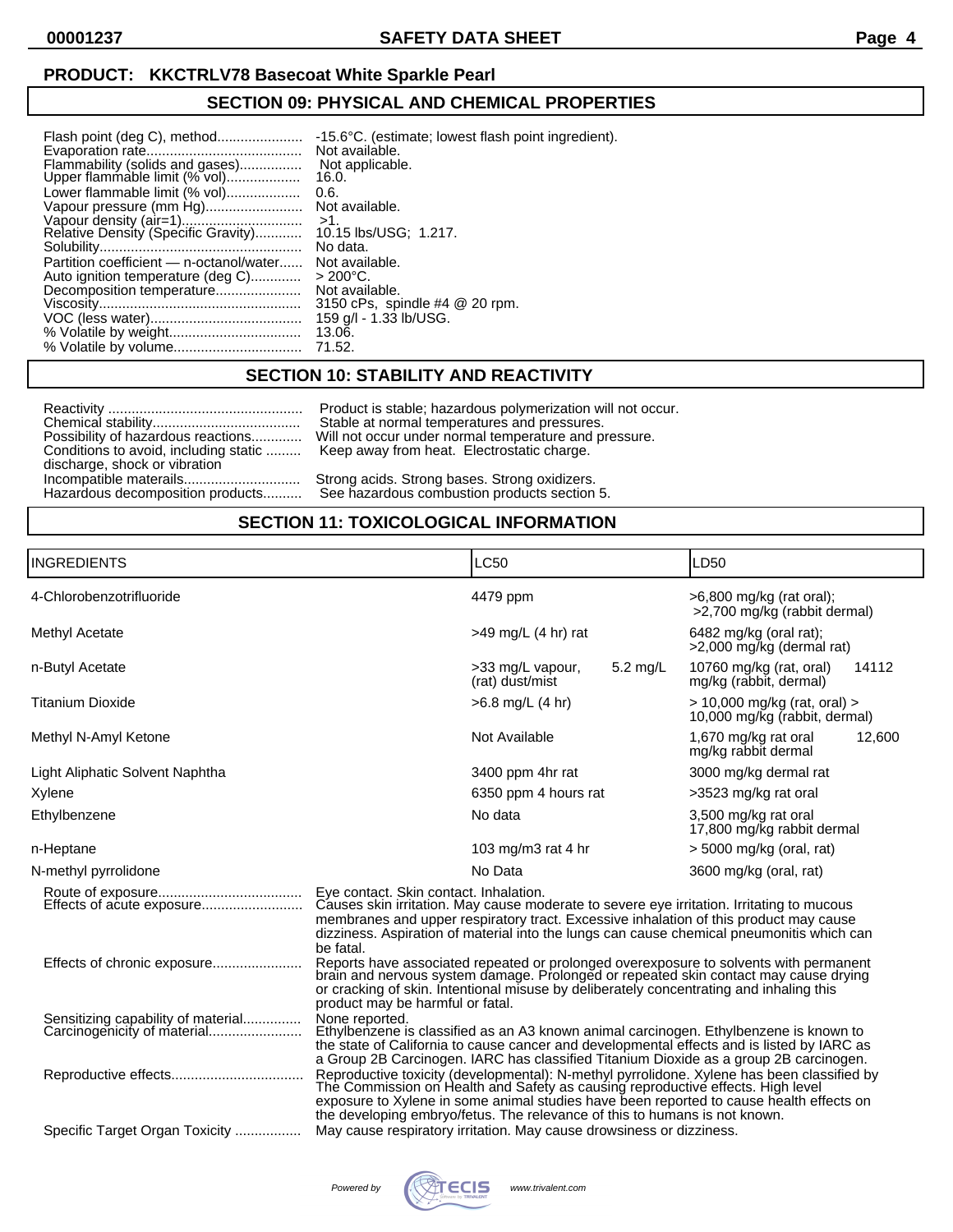**PRODUCT: KKCTRLV78 Basecoat White Sparkle Pearl**

## SECTION 09: PHYSICAL AND CHEMICAL PROPERTIES

| | |
|---|---|
| Flash point (deg C), method | -15.6°C. (estimate; lowest flash point ingredient). |
| Evaporation rate | Not available. |
| Flammability (solids and gases) | Not applicable. |
| Upper flammable limit (% vol) | 16.0. |
| Lower flammable limit (% vol) | 0.6. |
| Vapour pressure (mm Hg) | Not available. |
| Vapour density (air=1) | >1. |
| Relative Density (Specific Gravity) | 10.15 lbs/USG; 1.217. |
| Solubility | No data. |
| Partition coefficient — n-octanol/water | Not available. |
| Auto ignition temperature (deg C) | > 200°C. |
| Decomposition temperature | Not available. |
| Viscosity | 3150 cPs, spindle #4 @ 20 rpm. |
| VOC (less water) | 159 g/l - 1.33 lb/USG. |
| % Volatile by weight | 13.06. |
| % Volatile by volume | 71.52. |

## SECTION 10: STABILITY AND REACTIVITY

| | |
|---|---|
| Reactivity | Product is stable; hazardous polymerization will not occur. |
| Chemical stability | Stable at normal temperatures and pressures. |
| Possibility of hazardous reactions | Will not occur under normal temperature and pressure. |
| Conditions to avoid, including static discharge, shock or vibration | Keep away from heat. Electrostatic charge. |
| Incompatible materails | Strong acids. Strong bases. Strong oxidizers. |
| Hazardous decomposition products | See hazardous combustion products section 5. |

## SECTION 11: TOXICOLOGICAL INFORMATION

| INGREDIENTS | LC50 | LD50 |
|---|---|---|
| 4-Chlorobenzotrifluoride | 4479 ppm | >6,800 mg/kg (rat oral); >2,700 mg/kg (rabbit dermal) |
| Methyl Acetate | >49 mg/L (4 hr) rat | 6482 mg/kg (oral rat); >2,000 mg/kg (dermal rat) |
| n-Butyl Acetate | >33 mg/L vapour, 5.2 mg/L (rat) dust/mist | 10760 mg/kg (rat, oral) 14112 mg/kg (rabbit, dermal) |
| Titanium Dioxide | >6.8 mg/L (4 hr) | > 10,000 mg/kg (rat, oral) > 10,000 mg/kg (rabbit, dermal) |
| Methyl N-Amyl Ketone | Not Available | 1,670 mg/kg rat oral 12,600 mg/kg rabbit dermal |
| Light Aliphatic Solvent Naphtha | 3400 ppm 4hr rat | 3000 mg/kg dermal rat |
| Xylene | 6350 ppm 4 hours rat | >3523 mg/kg rat oral |
| Ethylbenzene | No data | 3,500 mg/kg rat oral 17,800 mg/kg rabbit dermal |
| n-Heptane | 103 mg/m3 rat 4 hr | > 5000 mg/kg (oral, rat) |
| N-methyl pyrrolidone | No Data | 3600 mg/kg (oral, rat) |

| | |
|---|---|
| Route of exposure | Eye contact. Skin contact. Inhalation. |
| Effects of acute exposure | Causes skin irritation. May cause moderate to severe eye irritation. Irritating to mucous membranes and upper respiratory tract. Excessive inhalation of this product may cause dizziness. Aspiration of material into the lungs can cause chemical pneumonitis which can be fatal. |
| Effects of chronic exposure | Reports have associated repeated or prolonged overexposure to solvents with permanent brain and nervous system damage. Prolonged or repeated skin contact may cause drying or cracking of skin. Intentional misuse by deliberately concentrating and inhaling this product may be harmful or fatal. |
| Sensitizing capability of material | None reported. |
| Carcinogenicity of material | Ethylbenzene is classified as an A3 known animal carcinogen. Ethylbenzene is known to the state of California to cause cancer and developmental effects and is listed by IARC as a Group 2B Carcinogen. IARC has classified Titanium Dioxide as a group 2B carcinogen. |
| Reproductive effects | Reproductive toxicity (developmental): N-methyl pyrrolidone. Xylene has been classified by The Commission on Health and Safety as causing reproductive effects. High level exposure to Xylene in some animal studies have been reported to cause health effects on the developing embryo/fetus. The relevance of this to humans is not known. |
| Specific Target Organ Toxicity | May cause respiratory irritation. May cause drowsiness or dizziness. |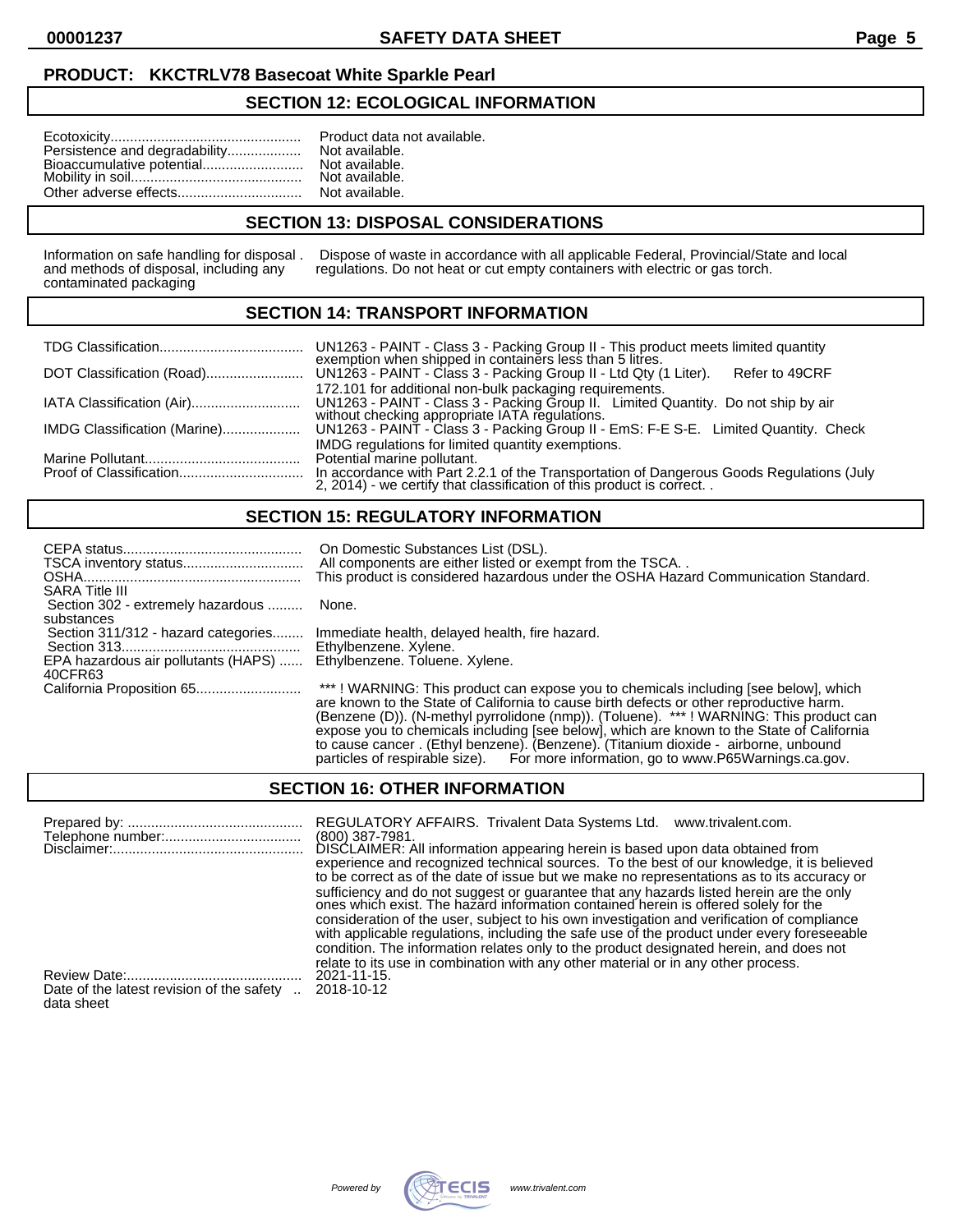**PRODUCT: KKCTRLV78 Basecoat White Sparkle Pearl**

## SECTION 12: ECOLOGICAL INFORMATION

| | |
|---|---|
| Ecotoxicity | Product data not available. |
| Persistence and degradability | Not available. |
| Bioaccumulative potential | Not available. |
| Mobility in soil | Not available. |
| Other adverse effects | Not available. |

## SECTION 13: DISPOSAL CONSIDERATIONS

| | |
|---|---|
| Information on safe handling for disposal and methods of disposal, including any contaminated packaging | Dispose of waste in accordance with all applicable Federal, Provincial/State and local regulations. Do not heat or cut empty containers with electric or gas torch. |

## SECTION 14: TRANSPORT INFORMATION

| | |
|---|---|
| TDG Classification | UN1263 - PAINT - Class 3 - Packing Group II - This product meets limited quantity exemption when shipped in containers less than 5 litres. |
| DOT Classification (Road) | UN1263 - PAINT - Class 3 - Packing Group II - Ltd Qty (1 Liter). Refer to 49CRF 172.101 for additional non-bulk packaging requirements. |
| IATA Classification (Air) | UN1263 - PAINT - Class 3 - Packing Group II. Limited Quantity. Do not ship by air without checking appropriate IATA regulations. |
| IMDG Classification (Marine) | UN1263 - PAINT - Class 3 - Packing Group II - EmS: F-E S-E. Limited Quantity. Check IMDG regulations for limited quantity exemptions. |
| Marine Pollutant | Potential marine pollutant. |
| Proof of Classification | In accordance with Part 2.2.1 of the Transportation of Dangerous Goods Regulations (July 2, 2014) - we certify that classification of this product is correct. . |

## SECTION 15: REGULATORY INFORMATION

| | |
|---|---|
| CEPA status | On Domestic Substances List (DSL). |
| TSCA inventory status | All components are either listed or exempt from the TSCA. . |
| OSHA | This product is considered hazardous under the OSHA Hazard Communication Standard. |
| SARA Title III | |
| Section 302 - extremely hazardous substances | None. |
| Section 311/312 - hazard categories | Immediate health, delayed health, fire hazard. |
| Section 313 | Ethylbenzene. Xylene. |
| EPA hazardous air pollutants (HAPS) 40CFR63 | Ethylbenzene. Toluene. Xylene. |
| California Proposition 65 | *** ! WARNING: This product can expose you to chemicals including [see below], which are known to the State of California to cause birth defects or other reproductive harm. (Benzene (D)). (N-methyl pyrrolidone (nmp)). (Toluene). *** ! WARNING: This product can expose you to chemicals including [see below], which are known to the State of California to cause cancer . (Ethyl benzene). (Benzene). (Titanium dioxide - airborne, unbound particles of respirable size). For more information, go to www.P65Warnings.ca.gov. |

## SECTION 16: OTHER INFORMATION

| | |
|---|---|
| Prepared by: | REGULATORY AFFAIRS. Trivalent Data Systems Ltd. www.trivalent.com. |
| Telephone number: | (800) 387-7981. |
| Disclaimer: | DISCLAIMER: All information appearing herein is based upon data obtained from experience and recognized technical sources. To the best of our knowledge, it is believed to be correct as of the date of issue but we make no representations as to its accuracy or sufficiency and do not suggest or guarantee that any hazards listed herein are the only ones which exist. The hazard information contained herein is offered solely for the consideration of the user, subject to his own investigation and verification of compliance with applicable regulations, including the safe use of the product under every foreseeable condition. The information relates only to the product designated herein, and does not relate to its use in combination with any other material or in any other process. |
| Review Date: | 2021-11-15. |
| Date of the latest revision of the safety data sheet | 2018-10-12 |